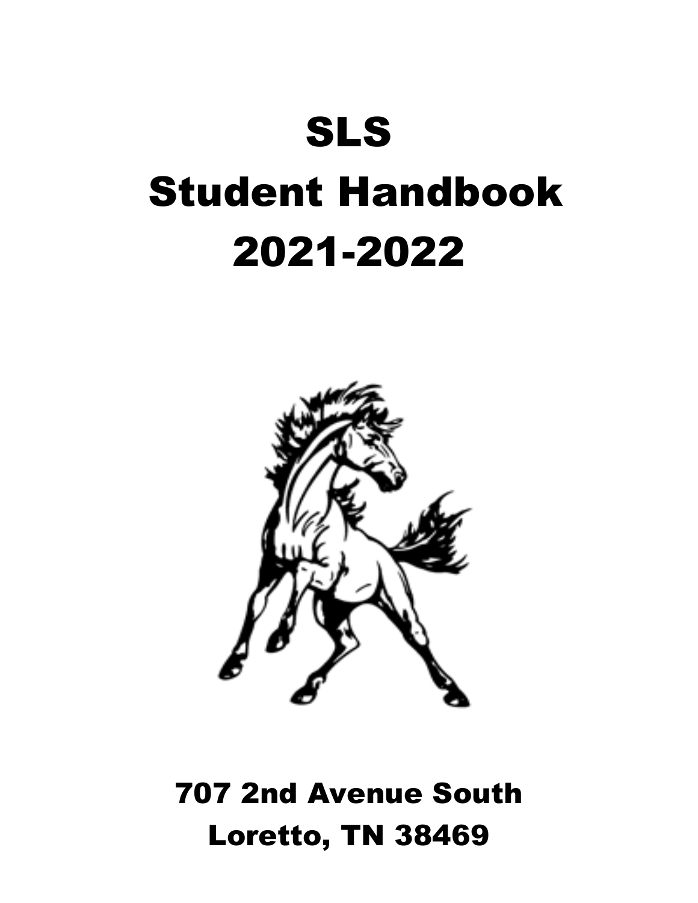# SLS
# Student Handbook
# 2021-2022

**707 2nd Avenue South**
**Loretto, TN 38469**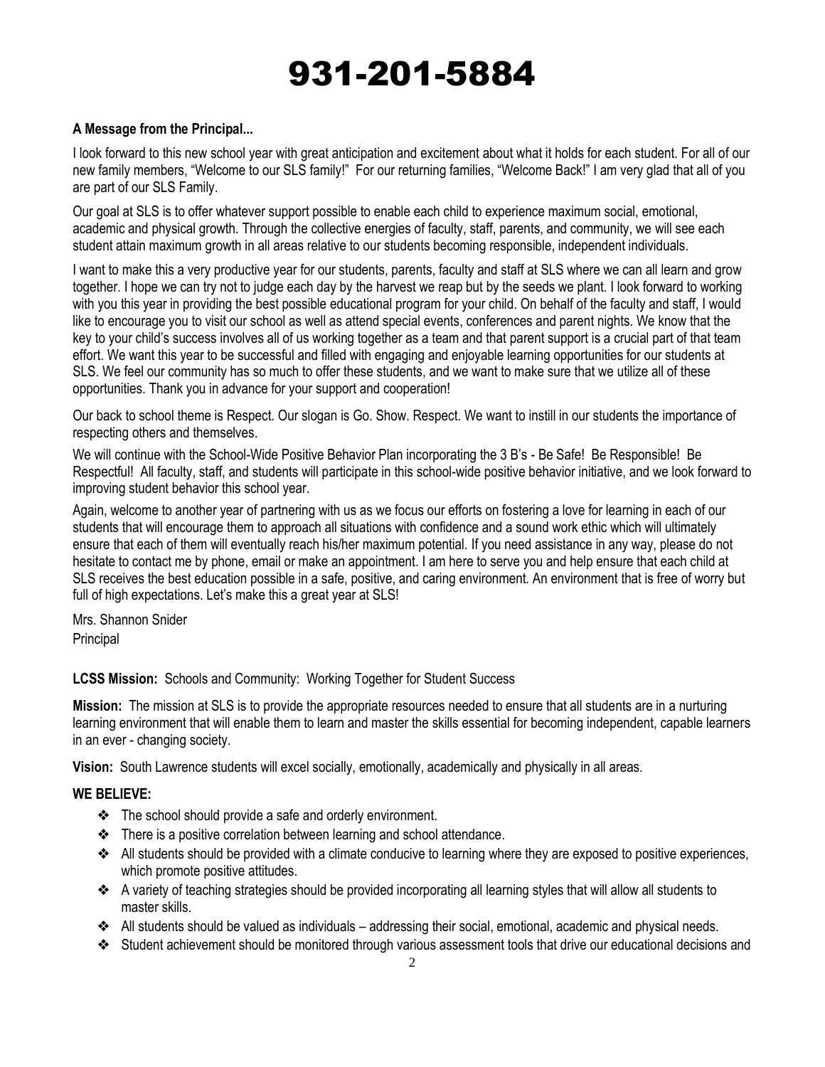# 931-201-5884

**A Message from the Principal...**

I look forward to this new school year with great anticipation and excitement about what it holds for each student. For all of our new family members, "Welcome to our SLS family!" For our returning families, "Welcome Back!" I am very glad that all of you are part of our SLS Family.

Our goal at SLS is to offer whatever support possible to enable each child to experience maximum social, emotional, academic and physical growth. Through the collective energies of faculty, staff, parents, and community, we will see each student attain maximum growth in all areas relative to our students becoming responsible, independent individuals.

I want to make this a very productive year for our students, parents, faculty and staff at SLS where we can all learn and grow together. I hope we can try not to judge each day by the harvest we reap but by the seeds we plant. I look forward to working with you this year in providing the best possible educational program for your child. On behalf of the faculty and staff, I would like to encourage you to visit our school as well as attend special events, conferences and parent nights. We know that the key to your child's success involves all of us working together as a team and that parent support is a crucial part of that team effort. We want this year to be successful and filled with engaging and enjoyable learning opportunities for our students at SLS. We feel our community has so much to offer these students, and we want to make sure that we utilize all of these opportunities. Thank you in advance for your support and cooperation!

Our back to school theme is Respect. Our slogan is Go. Show. Respect. We want to instill in our students the importance of respecting others and themselves.

We will continue with the School-Wide Positive Behavior Plan incorporating the 3 B's - Be Safe! Be Responsible! Be Respectful! All faculty, staff, and students will participate in this school-wide positive behavior initiative, and we look forward to improving student behavior this school year.

Again, welcome to another year of partnering with us as we focus our efforts on fostering a love for learning in each of our students that will encourage them to approach all situations with confidence and a sound work ethic which will ultimately ensure that each of them will eventually reach his/her maximum potential. If you need assistance in any way, please do not hesitate to contact me by phone, email or make an appointment. I am here to serve you and help ensure that each child at SLS receives the best education possible in a safe, positive, and caring environment. An environment that is free of worry but full of high expectations. Let's make this a great year at SLS!

Mrs. Shannon Snider
Principal

**LCSS Mission:** Schools and Community: Working Together for Student Success

**Mission:** The mission at SLS is to provide the appropriate resources needed to ensure that all students are in a nurturing learning environment that will enable them to learn and master the skills essential for becoming independent, capable learners in an ever - changing society.

**Vision:** South Lawrence students will excel socially, emotionally, academically and physically in all areas.

**WE BELIEVE:**

- The school should provide a safe and orderly environment.
- There is a positive correlation between learning and school attendance.
- All students should be provided with a climate conducive to learning where they are exposed to positive experiences, which promote positive attitudes.
- A variety of teaching strategies should be provided incorporating all learning styles that will allow all students to master skills.
- All students should be valued as individuals – addressing their social, emotional, academic and physical needs.
- Student achievement should be monitored through various assessment tools that drive our educational decisions and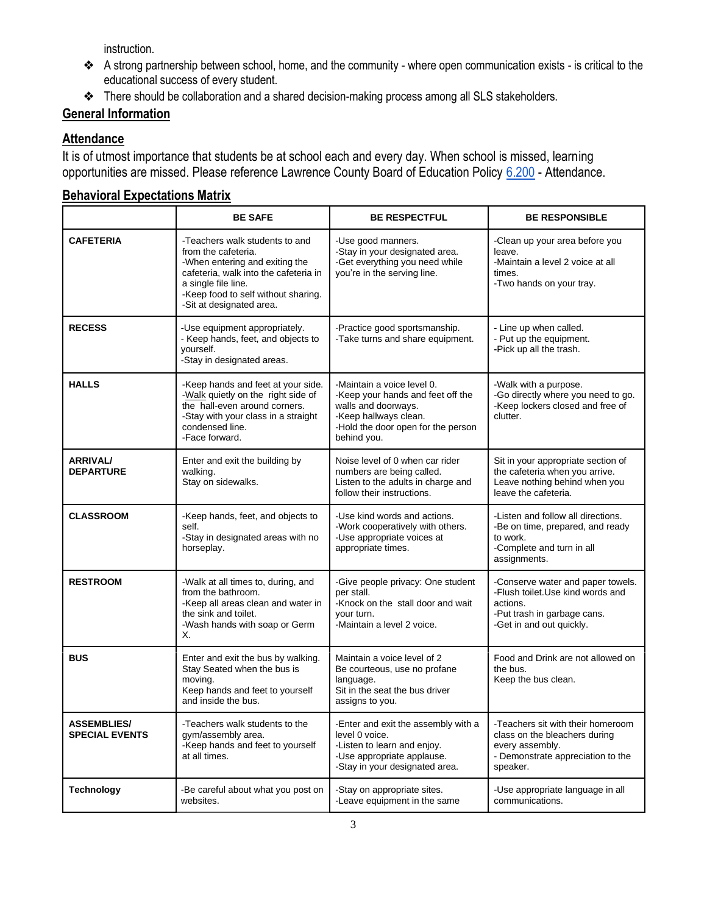instruction.

- A strong partnership between school, home, and the community - where open communication exists - is critical to the educational success of every student.
- There should be collaboration and a shared decision-making process among all SLS stakeholders.

## General Information

### Attendance

It is of utmost importance that students be at school each and every day. When school is missed, learning opportunities are missed. Please reference Lawrence County Board of Education Policy 6.200 - Attendance.

### Behavioral Expectations Matrix

| | BE SAFE | BE RESPECTFUL | BE RESPONSIBLE |
|---|---|---|---|
| **CAFETERIA** | -Teachers walk students to and from the cafeteria.<br>-When entering and exiting the cafeteria, walk into the cafeteria in a single file line.<br>-Keep food to self without sharing.<br>-Sit at designated area. | -Use good manners.<br>-Stay in your designated area.<br>-Get everything you need while you're in the serving line. | -Clean up your area before you leave.<br>-Maintain a level 2 voice at all times.<br>-Two hands on your tray. |
| **RECESS** | -Use equipment appropriately.<br>- Keep hands, feet, and objects to yourself.<br>-Stay in designated areas. | -Practice good sportsmanship.<br>-Take turns and share equipment. | - Line up when called.<br>- Put up the equipment.<br>-Pick up all the trash. |
| **HALLS** | -Keep hands and feet at your side.<br>-Walk quietly on the right side of the hall-even around corners.<br>-Stay with your class in a straight condensed line.<br>-Face forward. | -Maintain a voice level 0.<br>-Keep your hands and feet off the walls and doorways.<br>-Keep hallways clean.<br>-Hold the door open for the person behind you. | -Walk with a purpose.<br>-Go directly where you need to go.<br>-Keep lockers closed and free of clutter. |
| **ARRIVAL/ DEPARTURE** | Enter and exit the building by walking.<br>Stay on sidewalks. | Noise level of 0 when car rider numbers are being called.<br>Listen to the adults in charge and follow their instructions. | Sit in your appropriate section of the cafeteria when you arrive.<br>Leave nothing behind when you leave the cafeteria. |
| **CLASSROOM** | -Keep hands, feet, and objects to self.<br>-Stay in designated areas with no horseplay. | -Use kind words and actions.<br>-Work cooperatively with others.<br>-Use appropriate voices at appropriate times. | -Listen and follow all directions.<br>-Be on time, prepared, and ready to work.<br>-Complete and turn in all assignments. |
| **RESTROOM** | -Walk at all times to, during, and from the bathroom.<br>-Keep all areas clean and water in the sink and toilet.<br>-Wash hands with soap or Germ X. | -Give people privacy: One student per stall.<br>-Knock on the stall door and wait your turn.<br>-Maintain a level 2 voice. | -Conserve water and paper towels.<br>-Flush toilet.Use kind words and actions.<br>-Put trash in garbage cans.<br>-Get in and out quickly. |
| **BUS** | Enter and exit the bus by walking.<br>Stay Seated when the bus is moving.<br>Keep hands and feet to yourself and inside the bus. | Maintain a voice level of 2<br>Be courteous, use no profane language.<br>Sit in the seat the bus driver assigns to you. | Food and Drink are not allowed on the bus.<br>Keep the bus clean. |
| **ASSEMBLIES/ SPECIAL EVENTS** | -Teachers walk students to the gym/assembly area.<br>-Keep hands and feet to yourself at all times. | -Enter and exit the assembly with a level 0 voice.<br>-Listen to learn and enjoy.<br>-Use appropriate applause.<br>-Stay in your designated area. | -Teachers sit with their homeroom class on the bleachers during every assembly.<br>- Demonstrate appreciation to the speaker. |
| **Technology** | -Be careful about what you post on websites. | -Stay on appropriate sites.<br>-Leave equipment in the same | -Use appropriate language in all communications. |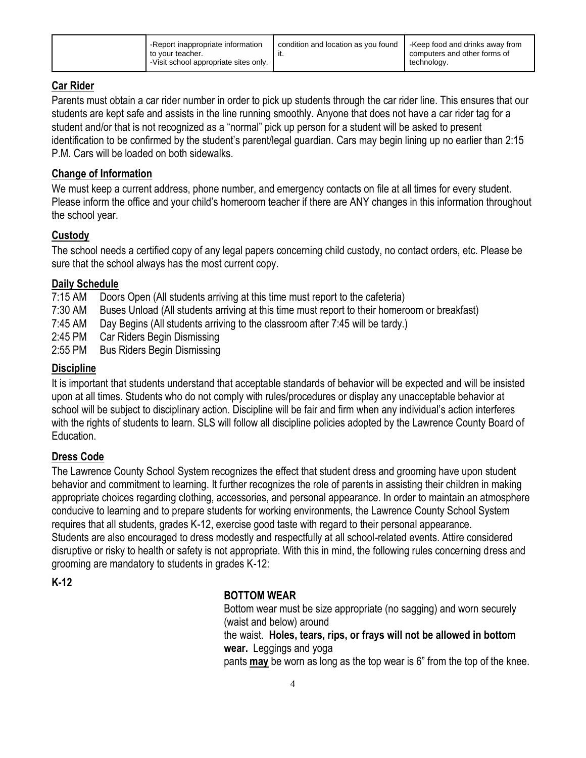|  | -Report inappropriate information to your teacher.<br>-Visit school appropriate sites only. | condition and location as you found it. | -Keep food and drinks away from computers and other forms of technology. |
|---|---|---|---|

## Car Rider

Parents must obtain a car rider number in order to pick up students through the car rider line. This ensures that our students are kept safe and assists in the line running smoothly. Anyone that does not have a car rider tag for a student and/or that is not recognized as a "normal" pick up person for a student will be asked to present identification to be confirmed by the student's parent/legal guardian. Cars may begin lining up no earlier than 2:15 P.M. Cars will be loaded on both sidewalks.

## Change of Information

We must keep a current address, phone number, and emergency contacts on file at all times for every student. Please inform the office and your child's homeroom teacher if there are ANY changes in this information throughout the school year.

## Custody

The school needs a certified copy of any legal papers concerning child custody, no contact orders, etc. Please be sure that the school always has the most current copy.

## Daily Schedule

7:15 AM Doors Open (All students arriving at this time must report to the cafeteria)
7:30 AM Buses Unload (All students arriving at this time must report to their homeroom or breakfast)
7:45 AM Day Begins (All students arriving to the classroom after 7:45 will be tardy.)
2:45 PM Car Riders Begin Dismissing
2:55 PM Bus Riders Begin Dismissing

## Discipline

It is important that students understand that acceptable standards of behavior will be expected and will be insisted upon at all times. Students who do not comply with rules/procedures or display any unacceptable behavior at school will be subject to disciplinary action. Discipline will be fair and firm when any individual's action interferes with the rights of students to learn. SLS will follow all discipline policies adopted by the Lawrence County Board of Education.

## Dress Code

The Lawrence County School System recognizes the effect that student dress and grooming have upon student behavior and commitment to learning. It further recognizes the role of parents in assisting their children in making appropriate choices regarding clothing, accessories, and personal appearance. In order to maintain an atmosphere conducive to learning and to prepare students for working environments, the Lawrence County School System requires that all students, grades K-12, exercise good taste with regard to their personal appearance.
Students are also encouraged to dress modestly and respectfully at all school-related events. Attire considered disruptive or risky to health or safety is not appropriate. With this in mind, the following rules concerning dress and grooming are mandatory to students in grades K-12:

**K-12**

**BOTTOM WEAR**

Bottom wear must be size appropriate (no sagging) and worn securely (waist and below) around the waist. **Holes, tears, rips, or frays will not be allowed in bottom wear.** Leggings and yoga pants **may** be worn as long as the top wear is 6" from the top of the knee.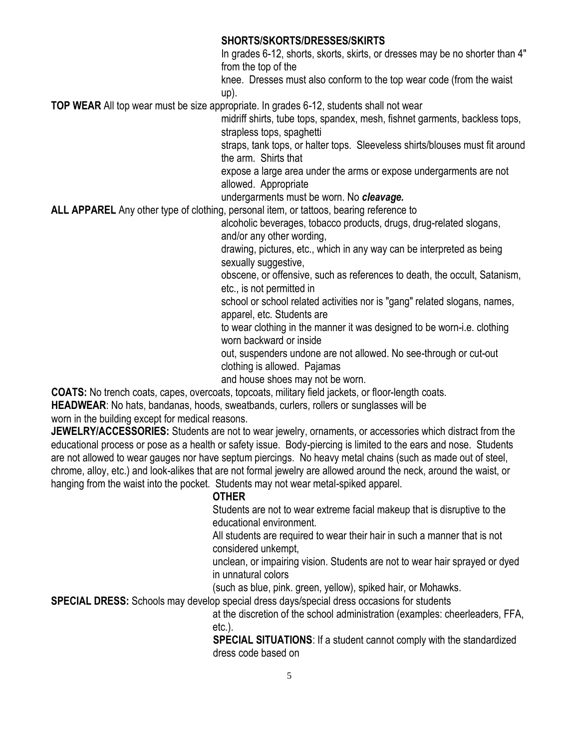**SHORTS/SKORTS/DRESSES/SKIRTS**

In grades 6-12, shorts, skorts, skirts, or dresses may be no shorter than 4" from the top of the knee. Dresses must also conform to the top wear code (from the waist up).

**TOP WEAR** All top wear must be size appropriate. In grades 6-12, students shall not wear midriff shirts, tube tops, spandex, mesh, fishnet garments, backless tops, strapless tops, spaghetti straps, tank tops, or halter tops. Sleeveless shirts/blouses must fit around the arm. Shirts that expose a large area under the arms or expose undergarments are not allowed. Appropriate undergarments must be worn. No ***cleavage.***

**ALL APPAREL** Any other type of clothing, personal item, or tattoos, bearing reference to alcoholic beverages, tobacco products, drugs, drug-related slogans, and/or any other wording, drawing, pictures, etc., which in any way can be interpreted as being sexually suggestive, obscene, or offensive, such as references to death, the occult, Satanism, etc., is not permitted in school or school related activities nor is "gang" related slogans, names, apparel, etc. Students are to wear clothing in the manner it was designed to be worn-i.e. clothing worn backward or inside out, suspenders undone are not allowed. No see-through or cut-out clothing is allowed. Pajamas and house shoes may not be worn.

**COATS:** No trench coats, capes, overcoats, topcoats, military field jackets, or floor-length coats.

**HEADWEAR**: No hats, bandanas, hoods, sweatbands, curlers, rollers or sunglasses will be worn in the building except for medical reasons.

**JEWELRY/ACCESSORIES:** Students are not to wear jewelry, ornaments, or accessories which distract from the educational process or pose as a health or safety issue. Body-piercing is limited to the ears and nose. Students are not allowed to wear gauges nor have septum piercings. No heavy metal chains (such as made out of steel, chrome, alloy, etc.) and look-alikes that are not formal jewelry are allowed around the neck, around the waist, or hanging from the waist into the pocket. Students may not wear metal-spiked apparel.

**OTHER**

Students are not to wear extreme facial makeup that is disruptive to the educational environment.

All students are required to wear their hair in such a manner that is not considered unkempt, unclean, or impairing vision. Students are not to wear hair sprayed or dyed in unnatural colors (such as blue, pink. green, yellow), spiked hair, or Mohawks.

**SPECIAL DRESS:** Schools may develop special dress days/special dress occasions for students at the discretion of the school administration (examples: cheerleaders, FFA, etc.).

**SPECIAL SITUATIONS**: If a student cannot comply with the standardized dress code based on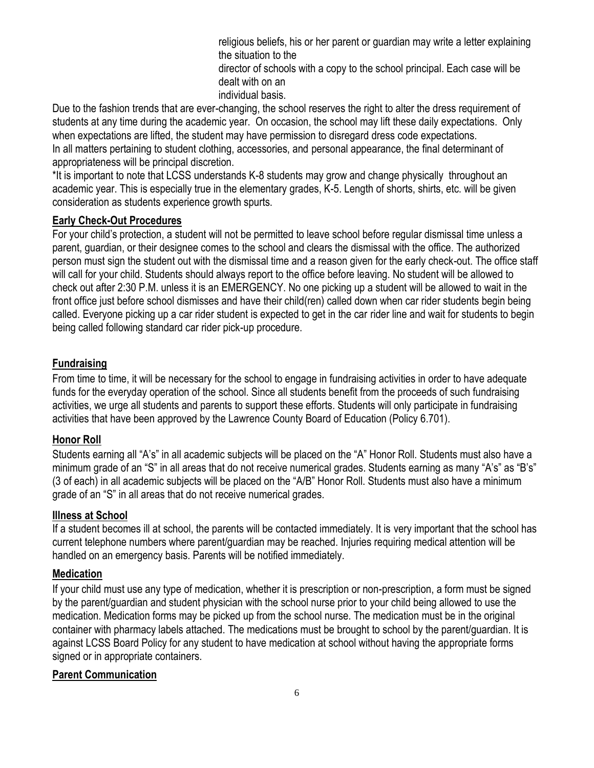religious beliefs, his or her parent or guardian may write a letter explaining the situation to the director of schools with a copy to the school principal. Each case will be dealt with on an individual basis.

Due to the fashion trends that are ever-changing, the school reserves the right to alter the dress requirement of students at any time during the academic year. On occasion, the school may lift these daily expectations. Only when expectations are lifted, the student may have permission to disregard dress code expectations.

In all matters pertaining to student clothing, accessories, and personal appearance, the final determinant of appropriateness will be principal discretion.

*It is important to note that LCSS understands K-8 students may grow and change physically throughout an academic year. This is especially true in the elementary grades, K-5. Length of shorts, shirts, etc. will be given consideration as students experience growth spurts.

## Early Check-Out Procedures

For your child's protection, a student will not be permitted to leave school before regular dismissal time unless a parent, guardian, or their designee comes to the school and clears the dismissal with the office. The authorized person must sign the student out with the dismissal time and a reason given for the early check-out. The office staff will call for your child. Students should always report to the office before leaving. No student will be allowed to check out after 2:30 P.M. unless it is an EMERGENCY. No one picking up a student will be allowed to wait in the front office just before school dismisses and have their child(ren) called down when car rider students begin being called. Everyone picking up a car rider student is expected to get in the car rider line and wait for students to begin being called following standard car rider pick-up procedure.

## Fundraising

From time to time, it will be necessary for the school to engage in fundraising activities in order to have adequate funds for the everyday operation of the school. Since all students benefit from the proceeds of such fundraising activities, we urge all students and parents to support these efforts. Students will only participate in fundraising activities that have been approved by the Lawrence County Board of Education (Policy 6.701).

## Honor Roll

Students earning all "A's" in all academic subjects will be placed on the "A" Honor Roll. Students must also have a minimum grade of an "S" in all areas that do not receive numerical grades. Students earning as many "A's" as "B's" (3 of each) in all academic subjects will be placed on the "A/B" Honor Roll. Students must also have a minimum grade of an "S" in all areas that do not receive numerical grades.

## Illness at School

If a student becomes ill at school, the parents will be contacted immediately. It is very important that the school has current telephone numbers where parent/guardian may be reached. Injuries requiring medical attention will be handled on an emergency basis. Parents will be notified immediately.

## Medication

If your child must use any type of medication, whether it is prescription or non-prescription, a form must be signed by the parent/guardian and student physician with the school nurse prior to your child being allowed to use the medication. Medication forms may be picked up from the school nurse. The medication must be in the original container with pharmacy labels attached. The medications must be brought to school by the parent/guardian. It is against LCSS Board Policy for any student to have medication at school without having the appropriate forms signed or in appropriate containers.

## Parent Communication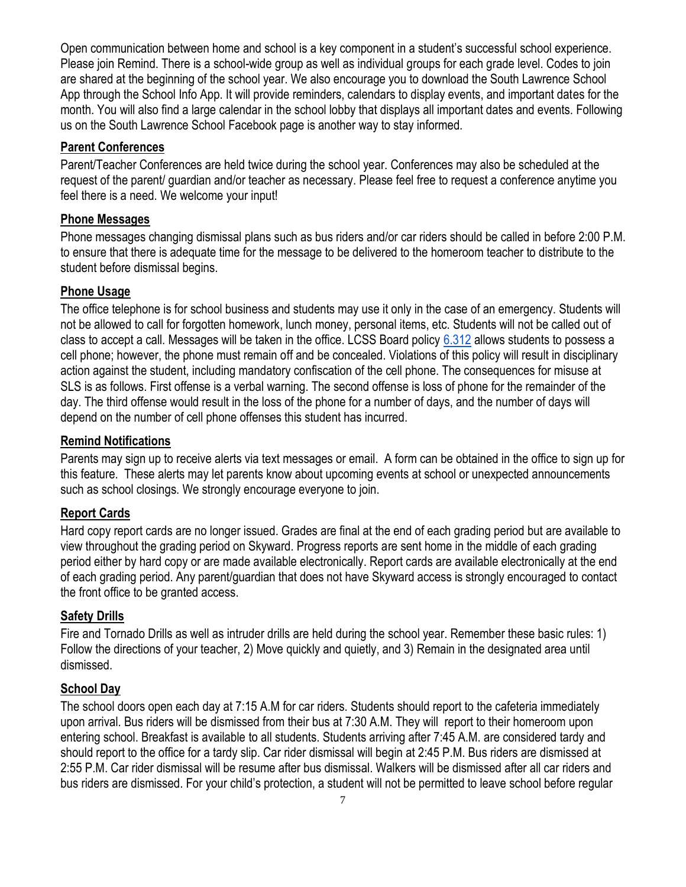Open communication between home and school is a key component in a student's successful school experience. Please join Remind. There is a school-wide group as well as individual groups for each grade level. Codes to join are shared at the beginning of the school year. We also encourage you to download the South Lawrence School App through the School Info App. It will provide reminders, calendars to display events, and important dates for the month. You will also find a large calendar in the school lobby that displays all important dates and events. Following us on the South Lawrence School Facebook page is another way to stay informed.

## Parent Conferences

Parent/Teacher Conferences are held twice during the school year. Conferences may also be scheduled at the request of the parent/ guardian and/or teacher as necessary. Please feel free to request a conference anytime you feel there is a need. We welcome your input!

## Phone Messages

Phone messages changing dismissal plans such as bus riders and/or car riders should be called in before 2:00 P.M. to ensure that there is adequate time for the message to be delivered to the homeroom teacher to distribute to the student before dismissal begins.

## Phone Usage

The office telephone is for school business and students may use it only in the case of an emergency. Students will not be allowed to call for forgotten homework, lunch money, personal items, etc. Students will not be called out of class to accept a call. Messages will be taken in the office. LCSS Board policy 6.312 allows students to possess a cell phone; however, the phone must remain off and be concealed. Violations of this policy will result in disciplinary action against the student, including mandatory confiscation of the cell phone. The consequences for misuse at SLS is as follows. First offense is a verbal warning. The second offense is loss of phone for the remainder of the day. The third offense would result in the loss of the phone for a number of days, and the number of days will depend on the number of cell phone offenses this student has incurred.

## Remind Notifications

Parents may sign up to receive alerts via text messages or email. A form can be obtained in the office to sign up for this feature. These alerts may let parents know about upcoming events at school or unexpected announcements such as school closings. We strongly encourage everyone to join.

## Report Cards

Hard copy report cards are no longer issued. Grades are final at the end of each grading period but are available to view throughout the grading period on Skyward. Progress reports are sent home in the middle of each grading period either by hard copy or are made available electronically. Report cards are available electronically at the end of each grading period. Any parent/guardian that does not have Skyward access is strongly encouraged to contact the front office to be granted access.

## Safety Drills

Fire and Tornado Drills as well as intruder drills are held during the school year. Remember these basic rules: 1) Follow the directions of your teacher, 2) Move quickly and quietly, and 3) Remain in the designated area until dismissed.

## School Day

The school doors open each day at 7:15 A.M for car riders. Students should report to the cafeteria immediately upon arrival. Bus riders will be dismissed from their bus at 7:30 A.M. They will report to their homeroom upon entering school. Breakfast is available to all students. Students arriving after 7:45 A.M. are considered tardy and should report to the office for a tardy slip. Car rider dismissal will begin at 2:45 P.M. Bus riders are dismissed at 2:55 P.M. Car rider dismissal will be resume after bus dismissal. Walkers will be dismissed after all car riders and bus riders are dismissed. For your child's protection, a student will not be permitted to leave school before regular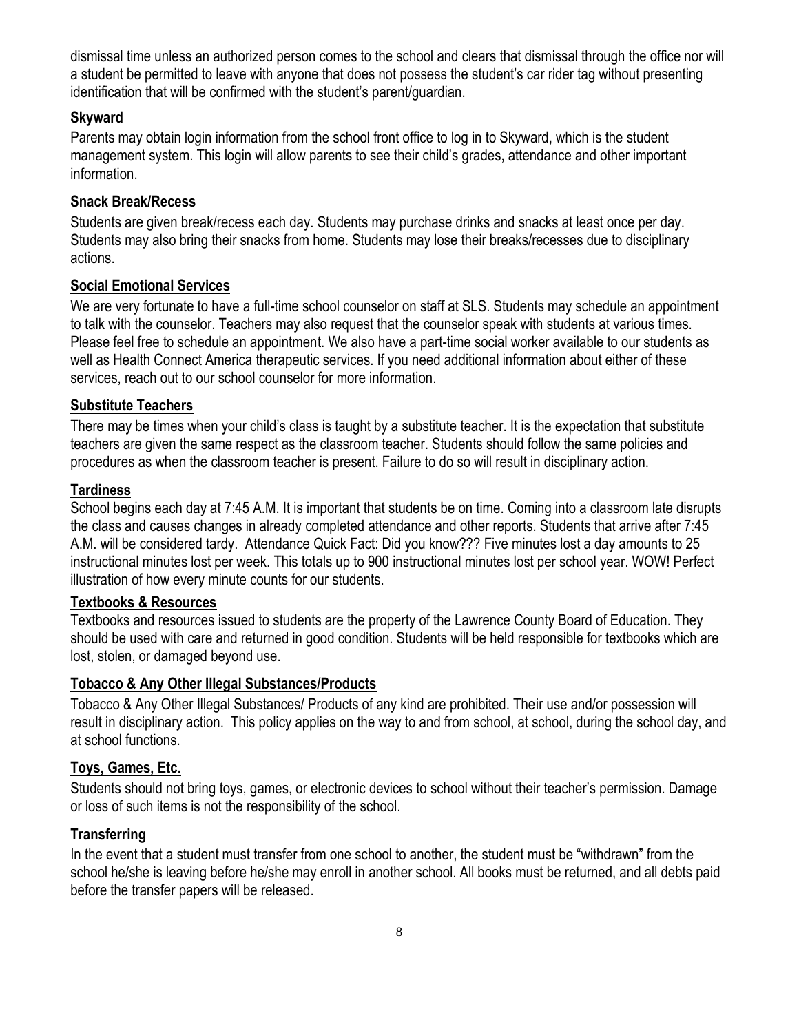dismissal time unless an authorized person comes to the school and clears that dismissal through the office nor will a student be permitted to leave with anyone that does not possess the student's car rider tag without presenting identification that will be confirmed with the student's parent/guardian.

## Skyward

Parents may obtain login information from the school front office to log in to Skyward, which is the student management system. This login will allow parents to see their child's grades, attendance and other important information.

## Snack Break/Recess

Students are given break/recess each day. Students may purchase drinks and snacks at least once per day. Students may also bring their snacks from home. Students may lose their breaks/recesses due to disciplinary actions.

## Social Emotional Services

We are very fortunate to have a full-time school counselor on staff at SLS. Students may schedule an appointment to talk with the counselor. Teachers may also request that the counselor speak with students at various times. Please feel free to schedule an appointment. We also have a part-time social worker available to our students as well as Health Connect America therapeutic services. If you need additional information about either of these services, reach out to our school counselor for more information.

## Substitute Teachers

There may be times when your child's class is taught by a substitute teacher. It is the expectation that substitute teachers are given the same respect as the classroom teacher. Students should follow the same policies and procedures as when the classroom teacher is present. Failure to do so will result in disciplinary action.

## Tardiness

School begins each day at 7:45 A.M. It is important that students be on time. Coming into a classroom late disrupts the class and causes changes in already completed attendance and other reports. Students that arrive after 7:45 A.M. will be considered tardy. Attendance Quick Fact: Did you know??? Five minutes lost a day amounts to 25 instructional minutes lost per week. This totals up to 900 instructional minutes lost per school year. WOW! Perfect illustration of how every minute counts for our students.

## Textbooks & Resources

Textbooks and resources issued to students are the property of the Lawrence County Board of Education. They should be used with care and returned in good condition. Students will be held responsible for textbooks which are lost, stolen, or damaged beyond use.

## Tobacco & Any Other Illegal Substances/Products

Tobacco & Any Other Illegal Substances/ Products of any kind are prohibited. Their use and/or possession will result in disciplinary action. This policy applies on the way to and from school, at school, during the school day, and at school functions.

## Toys, Games, Etc.

Students should not bring toys, games, or electronic devices to school without their teacher's permission. Damage or loss of such items is not the responsibility of the school.

## Transferring

In the event that a student must transfer from one school to another, the student must be "withdrawn" from the school he/she is leaving before he/she may enroll in another school. All books must be returned, and all debts paid before the transfer papers will be released.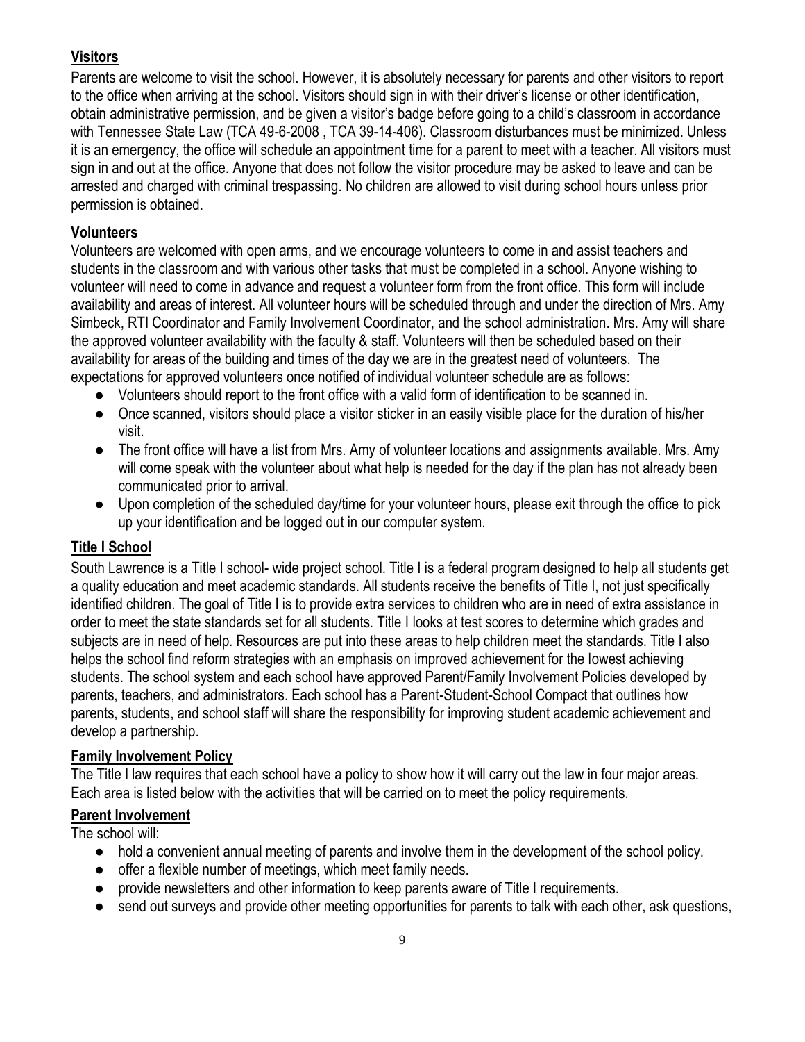## Visitors

Parents are welcome to visit the school. However, it is absolutely necessary for parents and other visitors to report to the office when arriving at the school. Visitors should sign in with their driver's license or other identification, obtain administrative permission, and be given a visitor's badge before going to a child's classroom in accordance with Tennessee State Law (TCA 49-6-2008 , TCA 39-14-406). Classroom disturbances must be minimized. Unless it is an emergency, the office will schedule an appointment time for a parent to meet with a teacher. All visitors must sign in and out at the office. Anyone that does not follow the visitor procedure may be asked to leave and can be arrested and charged with criminal trespassing. No children are allowed to visit during school hours unless prior permission is obtained.

## Volunteers

Volunteers are welcomed with open arms, and we encourage volunteers to come in and assist teachers and students in the classroom and with various other tasks that must be completed in a school. Anyone wishing to volunteer will need to come in advance and request a volunteer form from the front office. This form will include availability and areas of interest. All volunteer hours will be scheduled through and under the direction of Mrs. Amy Simbeck, RTI Coordinator and Family Involvement Coordinator, and the school administration. Mrs. Amy will share the approved volunteer availability with the faculty & staff. Volunteers will then be scheduled based on their availability for areas of the building and times of the day we are in the greatest need of volunteers. The expectations for approved volunteers once notified of individual volunteer schedule are as follows:

- Volunteers should report to the front office with a valid form of identification to be scanned in.
- Once scanned, visitors should place a visitor sticker in an easily visible place for the duration of his/her visit.
- The front office will have a list from Mrs. Amy of volunteer locations and assignments available. Mrs. Amy will come speak with the volunteer about what help is needed for the day if the plan has not already been communicated prior to arrival.
- Upon completion of the scheduled day/time for your volunteer hours, please exit through the office to pick up your identification and be logged out in our computer system.

## Title I School

South Lawrence is a Title I school- wide project school. Title I is a federal program designed to help all students get a quality education and meet academic standards. All students receive the benefits of Title I, not just specifically identified children. The goal of Title I is to provide extra services to children who are in need of extra assistance in order to meet the state standards set for all students. Title I looks at test scores to determine which grades and subjects are in need of help. Resources are put into these areas to help children meet the standards. Title I also helps the school find reform strategies with an emphasis on improved achievement for the lowest achieving students. The school system and each school have approved Parent/Family Involvement Policies developed by parents, teachers, and administrators. Each school has a Parent-Student-School Compact that outlines how parents, students, and school staff will share the responsibility for improving student academic achievement and develop a partnership.

## Family Involvement Policy

The Title I law requires that each school have a policy to show how it will carry out the law in four major areas. Each area is listed below with the activities that will be carried on to meet the policy requirements.

## Parent Involvement

The school will:

- hold a convenient annual meeting of parents and involve them in the development of the school policy.
- offer a flexible number of meetings, which meet family needs.
- provide newsletters and other information to keep parents aware of Title I requirements.
- send out surveys and provide other meeting opportunities for parents to talk with each other, ask questions,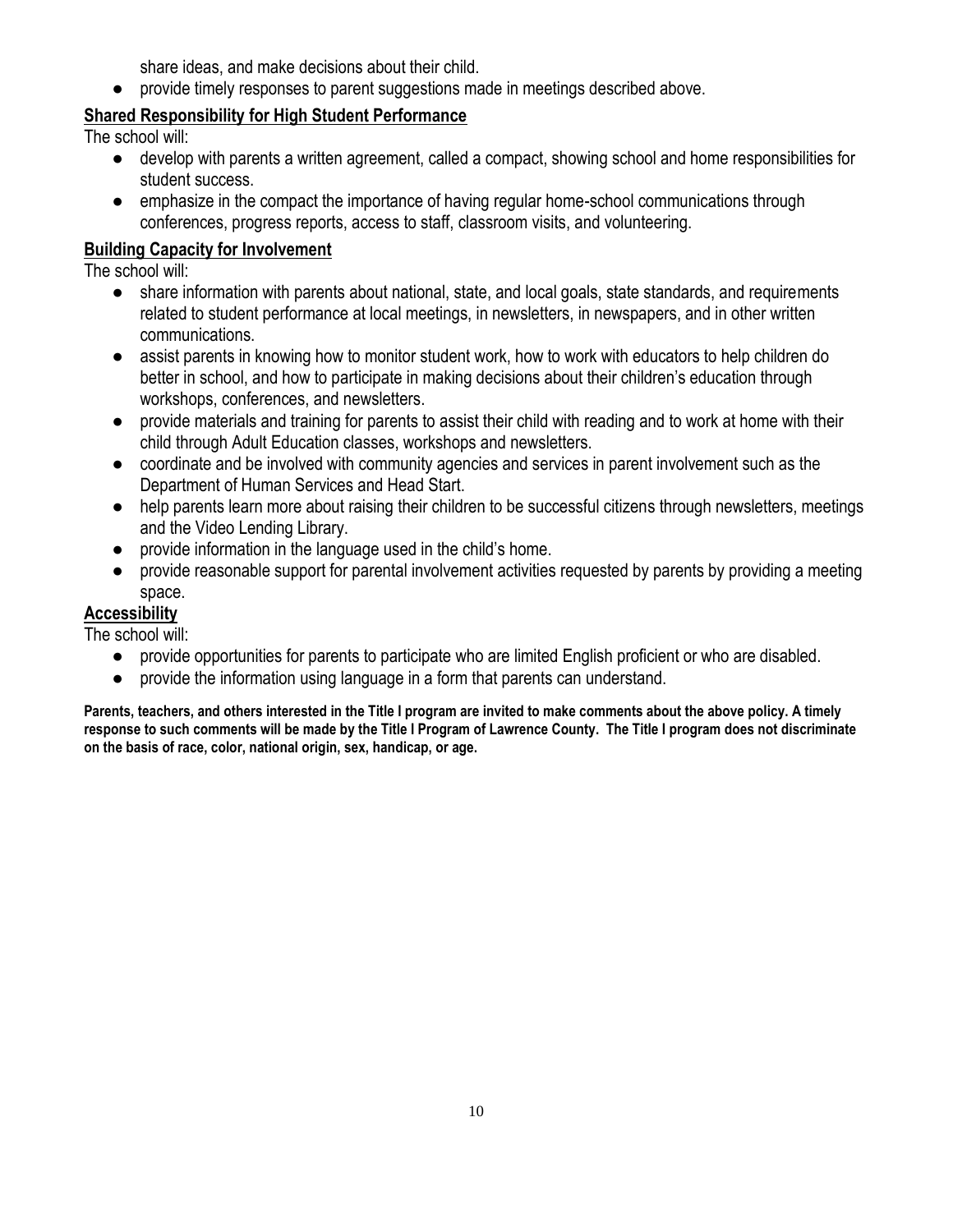share ideas, and make decisions about their child.

- provide timely responses to parent suggestions made in meetings described above.

**Shared Responsibility for High Student Performance**

The school will:

- develop with parents a written agreement, called a compact, showing school and home responsibilities for student success.
- emphasize in the compact the importance of having regular home-school communications through conferences, progress reports, access to staff, classroom visits, and volunteering.

**Building Capacity for Involvement**

The school will:

- share information with parents about national, state, and local goals, state standards, and requirements related to student performance at local meetings, in newsletters, in newspapers, and in other written communications.
- assist parents in knowing how to monitor student work, how to work with educators to help children do better in school, and how to participate in making decisions about their children's education through workshops, conferences, and newsletters.
- provide materials and training for parents to assist their child with reading and to work at home with their child through Adult Education classes, workshops and newsletters.
- coordinate and be involved with community agencies and services in parent involvement such as the Department of Human Services and Head Start.
- help parents learn more about raising their children to be successful citizens through newsletters, meetings and the Video Lending Library.
- provide information in the language used in the child's home.
- provide reasonable support for parental involvement activities requested by parents by providing a meeting space.

**Accessibility**

The school will:

- provide opportunities for parents to participate who are limited English proficient or who are disabled.
- provide the information using language in a form that parents can understand.

**Parents, teachers, and others interested in the Title I program are invited to make comments about the above policy. A timely response to such comments will be made by the Title I Program of Lawrence County. The Title I program does not discriminate on the basis of race, color, national origin, sex, handicap, or age.**